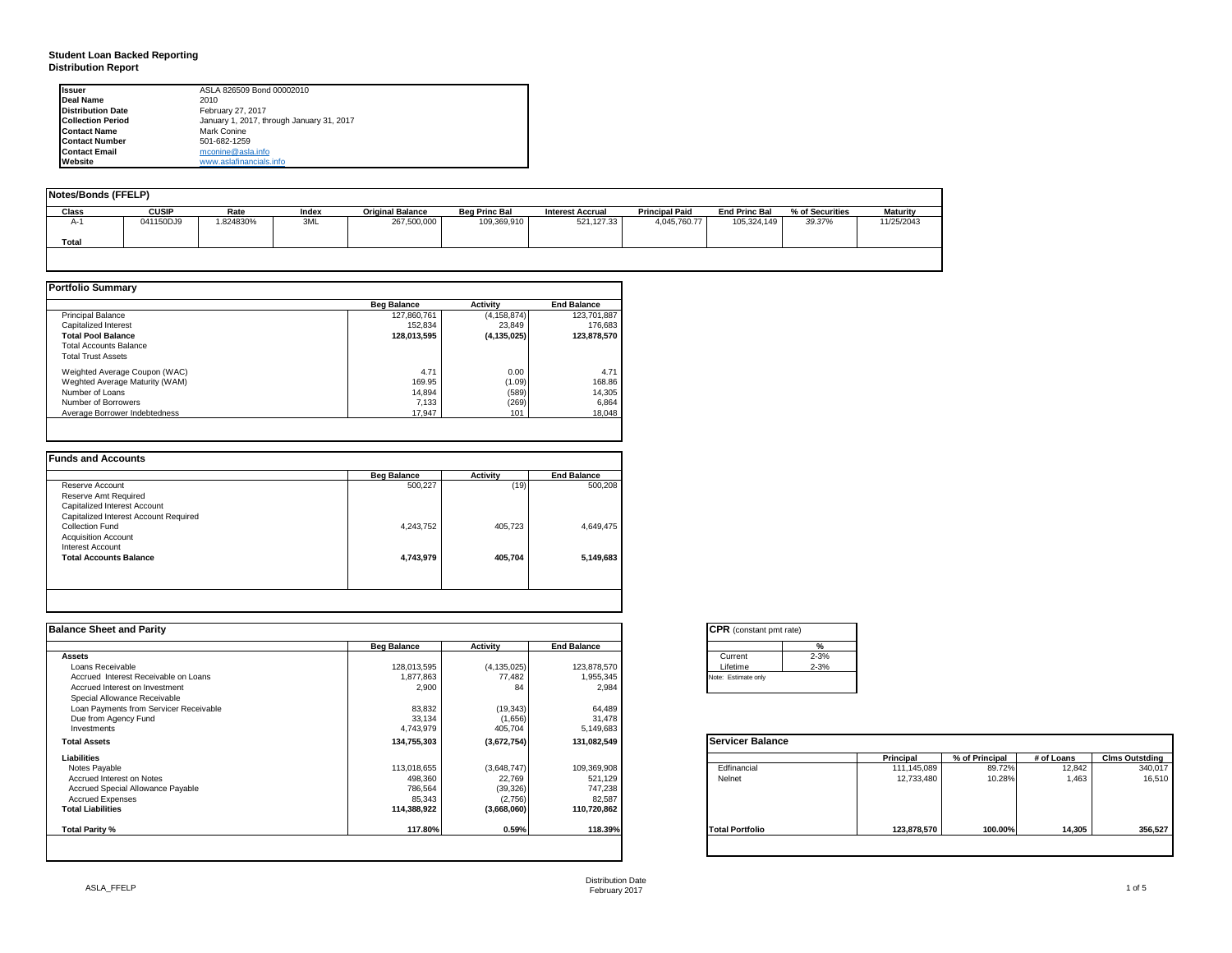# Student Loan Backed Reporting
## Distribution Report

| | |
|---|---|
| **Issuer** | ASLA 826509 Bond 00002010 |
| **Deal Name** | 2010 |
| **Distribution Date** | February 27, 2017 |
| **Collection Period** | January 1, 2017, through January 31, 2017 |
| **Contact Name** | Mark Conine |
| **Contact Number** | 501-682-1259 |
| **Contact Email** | mconine@asla.info |
| **Website** | www.aslafinancials.info |

### Notes/Bonds (FFELP)

| Class | CUSIP | Rate | Index | Original Balance | Beg Princ Bal | Interest Accrual | Principal Paid | End Princ Bal | % of Securities | Maturity |
|---|---|---|---|---|---|---|---|---|---|---|
| A-1 | 041150DJ9 | 1.824830% | 3ML | 267,500,000 | 109,369,910 | 521,127.33 | 4,045,760.77 | 105,324,149 | 39.37% | 11/25/2043 |
| **Total** | | | | | | | | | | |

### Portfolio Summary

| | Beg Balance | Activity | End Balance |
|---|---|---|---|
| Principal Balance | 127,860,761 | (4,158,874) | 123,701,887 |
| Capitalized Interest | 152,834 | 23,849 | 176,683 |
| **Total Pool Balance** | **128,013,595** | **(4,135,025)** | **123,878,570** |
| Total Accounts Balance | | | |
| Total Trust Assets | | | |
| Weighted Average Coupon (WAC) | 4.71 | 0.00 | 4.71 |
| Weghted Average Maturity (WAM) | 169.95 | (1.09) | 168.86 |
| Number of Loans | 14,894 | (589) | 14,305 |
| Number of Borrowers | 7,133 | (269) | 6,864 |
| Average Borrower Indebtedness | 17,947 | 101 | 18,048 |

### Funds and Accounts

| | Beg Balance | Activity | End Balance |
|---|---|---|---|
| Reserve Account | 500,227 | (19) | 500,208 |
| Reserve Amt Required | | | |
| Capitalized Interest Account | | | |
| Capitalized Interest Account Required | | | |
| Collection Fund | 4,243,752 | 405,723 | 4,649,475 |
| Acquisition Account | | | |
| Interest Account | | | |
| **Total Accounts Balance** | **4,743,979** | **405,704** | **5,149,683** |

### Balance Sheet and Parity

| | Beg Balance | Activity | End Balance |
|---|---|---|---|
| **Assets** | | | |
| Loans Receivable | 128,013,595 | (4,135,025) | 123,878,570 |
| Accrued Interest Receivable on Loans | 1,877,863 | 77,482 | 1,955,345 |
| Accrued Interest on Investment | 2,900 | 84 | 2,984 |
| Special Allowance Receivable | | | |
| Loan Payments from Servicer Receivable | 83,832 | (19,343) | 64,489 |
| Due from Agency Fund | 33,134 | (1,656) | 31,478 |
| Investments | 4,743,979 | 405,704 | 5,149,683 |
| **Total Assets** | **134,755,303** | **(3,672,754)** | **131,082,549** |
| **Liabilities** | | | |
| Notes Payable | 113,018,655 | (3,648,747) | 109,369,908 |
| Accrued Interest on Notes | 498,360 | 22,769 | 521,129 |
| Accrued Special Allowance Payable | 786,564 | (39,326) | 747,238 |
| Accrued Expenses | 85,343 | (2,756) | 82,587 |
| **Total Liabilities** | **114,388,922** | **(3,668,060)** | **110,720,862** |
| **Total Parity %** | **117.80%** | **0.59%** | **118.39%** |

### CPR (constant pmt rate)

| | % |
|---|---|
| Current | 2-3% |
| Lifetime | 2-3% |

Note: Estimate only

### Servicer Balance

| | Principal | % of Principal | # of Loans | Clms Outstding |
|---|---|---|---|---|
| Edfinancial | 111,145,089 | 89.72% | 12,842 | 340,017 |
| Nelnet | 12,733,480 | 10.28% | 1,463 | 16,510 |
| **Total Portfolio** | **123,878,570** | **100.00%** | **14,305** | **356,527** |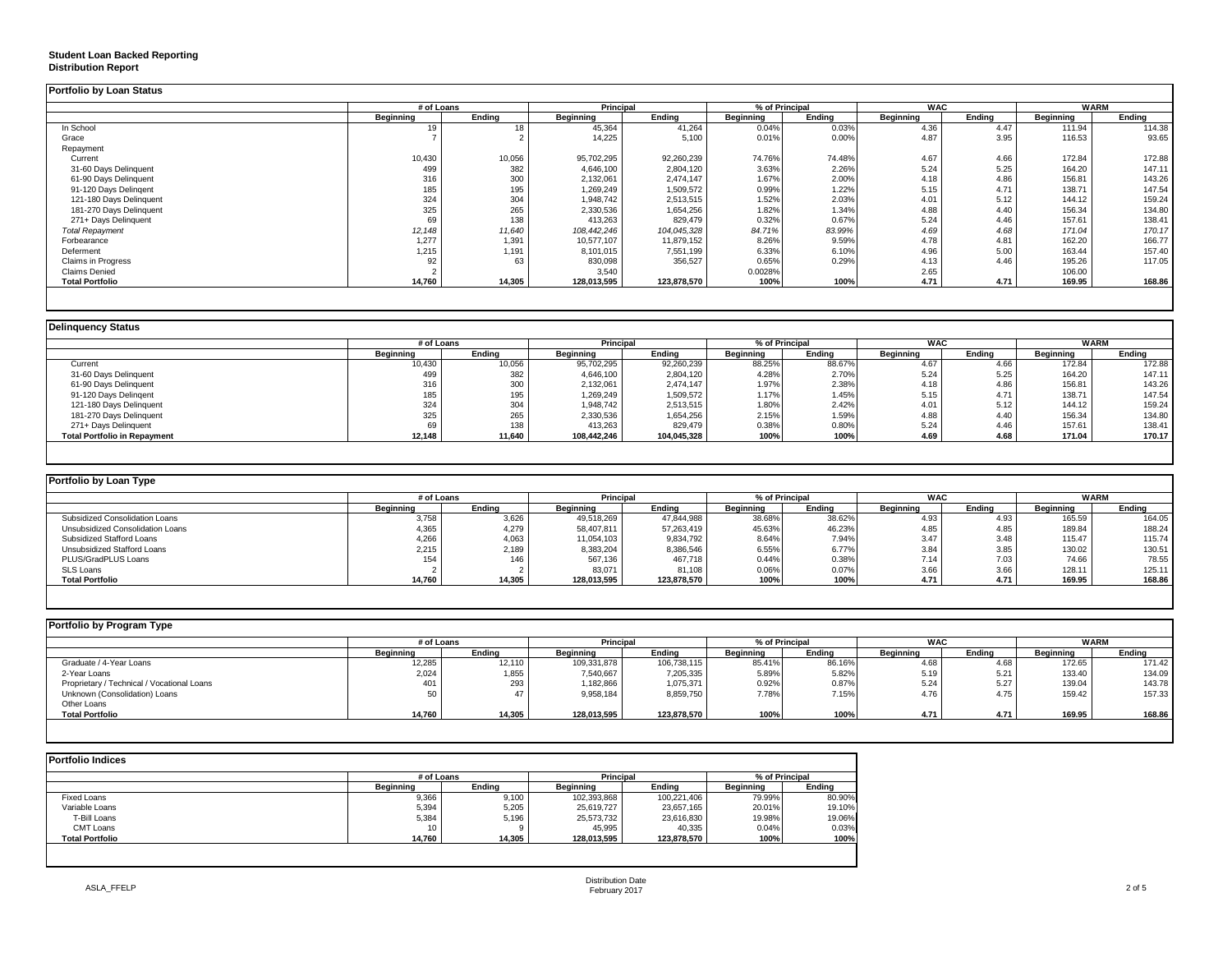**Student Loan Backed Reporting**
**Distribution Report**

## Portfolio by Loan Status

| | # of Loans | | Principal | | % of Principal | | WAC | | WARM | |
|---|---|---|---|---|---|---|---|---|---|---|
| | Beginning | Ending | Beginning | Ending | Beginning | Ending | Beginning | Ending | Beginning | Ending |
| In School | 19 | 18 | 45,364 | 41,264 | 0.04% | 0.03% | 4.36 | 4.47 | 111.94 | 114.38 |
| Grace | 7 | 2 | 14,225 | 5,100 | 0.01% | 0.00% | 4.87 | 3.95 | 116.53 | 93.65 |
| Repayment | | | | | | | | | | |
| Current | 10,430 | 10,056 | 95,702,295 | 92,260,239 | 74.76% | 74.48% | 4.67 | 4.66 | 172.84 | 172.88 |
| 31-60 Days Delinquent | 499 | 382 | 4,646,100 | 2,804,120 | 3.63% | 2.26% | 5.24 | 5.25 | 164.20 | 147.11 |
| 61-90 Days Delinquent | 316 | 300 | 2,132,061 | 2,474,147 | 1.67% | 2.00% | 4.18 | 4.86 | 156.81 | 143.26 |
| 91-120 Days Delingent | 185 | 195 | 1,269,249 | 1,509,572 | 0.99% | 1.22% | 5.15 | 4.71 | 138.71 | 147.54 |
| 121-180 Days Delinquent | 324 | 304 | 1,948,742 | 2,513,515 | 1.52% | 2.03% | 4.01 | 5.12 | 144.12 | 159.24 |
| 181-270 Days Delinquent | 325 | 265 | 2,330,536 | 1,654,256 | 1.82% | 1.34% | 4.88 | 4.40 | 156.34 | 134.80 |
| 271+ Days Delinquent | 69 | 138 | 413,263 | 829,479 | 0.32% | 0.67% | 5.24 | 4.46 | 157.61 | 138.41 |
| *Total Repayment* | *12,148* | *11,640* | *108,442,246* | *104,045,328* | *84.71%* | *83.99%* | *4.69* | *4.68* | *171.04* | *170.17* |
| Forbearance | 1,277 | 1,391 | 10,577,107 | 11,879,152 | 8.26% | 9.59% | 4.78 | 4.81 | 162.20 | 166.77 |
| Deferment | 1,215 | 1,191 | 8,101,015 | 7,551,199 | 6.33% | 6.10% | 4.96 | 5.00 | 163.44 | 157.40 |
| Claims in Progress | 92 | 63 | 830,098 | 356,527 | 0.65% | 0.29% | 4.13 | 4.46 | 195.26 | 117.05 |
| Claims Denied | 2 | | 3,540 | | 0.0028% | | 2.65 | | 106.00 | |
| **Total Portfolio** | **14,760** | **14,305** | **128,013,595** | **123,878,570** | **100%** | **100%** | **4.71** | **4.71** | **169.95** | **168.86** |

## Delinquency Status

| | # of Loans | | Principal | | % of Principal | | WAC | | WARM | |
|---|---|---|---|---|---|---|---|---|---|---|
| | Beginning | Ending | Beginning | Ending | Beginning | Ending | Beginning | Ending | Beginning | Ending |
| Current | 10,430 | 10,056 | 95,702,295 | 92,260,239 | 88.25% | 88.67% | 4.67 | 4.66 | 172.84 | 172.88 |
| 31-60 Days Delinquent | 499 | 382 | 4,646,100 | 2,804,120 | 4.28% | 2.70% | 5.24 | 5.25 | 164.20 | 147.11 |
| 61-90 Days Delinquent | 316 | 300 | 2,132,061 | 2,474,147 | 1.97% | 2.38% | 4.18 | 4.86 | 156.81 | 143.26 |
| 91-120 Days Delingent | 185 | 195 | 1,269,249 | 1,509,572 | 1.17% | 1.45% | 5.15 | 4.71 | 138.71 | 147.54 |
| 121-180 Days Delinquent | 324 | 304 | 1,948,742 | 2,513,515 | 1.80% | 2.42% | 4.01 | 5.12 | 144.12 | 159.24 |
| 181-270 Days Delinquent | 325 | 265 | 2,330,536 | 1,654,256 | 2.15% | 1.59% | 4.88 | 4.40 | 156.34 | 134.80 |
| 271+ Days Delinquent | 69 | 138 | 413,263 | 829,479 | 0.38% | 0.80% | 5.24 | 4.46 | 157.61 | 138.41 |
| **Total Portfolio in Repayment** | **12,148** | **11,640** | **108,442,246** | **104,045,328** | **100%** | **100%** | **4.69** | **4.68** | **171.04** | **170.17** |

## Portfolio by Loan Type

| | # of Loans | | Principal | | % of Principal | | WAC | | WARM | |
|---|---|---|---|---|---|---|---|---|---|---|
| | Beginning | Ending | Beginning | Ending | Beginning | Ending | Beginning | Ending | Beginning | Ending |
| Subsidized Consolidation Loans | 3,758 | 3,626 | 49,518,269 | 47,844,988 | 38.68% | 38.62% | 4.93 | 4.93 | 165.59 | 164.05 |
| Unsubsidized Consolidation Loans | 4,365 | 4,279 | 58,407,811 | 57,263,419 | 45.63% | 46.23% | 4.85 | 4.85 | 189.84 | 188.24 |
| Subsidized Stafford Loans | 4,266 | 4,063 | 11,054,103 | 9,834,792 | 8.64% | 7.94% | 3.47 | 3.48 | 115.47 | 115.74 |
| Unsubsidized Stafford Loans | 2,215 | 2,189 | 8,383,204 | 8,386,546 | 6.55% | 6.77% | 3.84 | 3.85 | 130.02 | 130.51 |
| PLUS/GradPLUS Loans | 154 | 146 | 567,136 | 467,718 | 0.44% | 0.38% | 7.14 | 7.03 | 74.66 | 78.55 |
| SLS Loans | 2 | 2 | 83,071 | 81,108 | 0.06% | 0.07% | 3.66 | 3.66 | 128.11 | 125.11 |
| **Total Portfolio** | **14,760** | **14,305** | **128,013,595** | **123,878,570** | **100%** | **100%** | **4.71** | **4.71** | **169.95** | **168.86** |

## Portfolio by Program Type

| | # of Loans | | Principal | | % of Principal | | WAC | | WARM | |
|---|---|---|---|---|---|---|---|---|---|---|
| | Beginning | Ending | Beginning | Ending | Beginning | Ending | Beginning | Ending | Beginning | Ending |
| Graduate / 4-Year Loans | 12,285 | 12,110 | 109,331,878 | 106,738,115 | 85.41% | 86.16% | 4.68 | 4.68 | 172.65 | 171.42 |
| 2-Year Loans | 2,024 | 1,855 | 7,540,667 | 7,205,335 | 5.89% | 5.82% | 5.19 | 5.21 | 133.40 | 134.09 |
| Proprietary / Technical / Vocational Loans | 401 | 293 | 1,182,866 | 1,075,371 | 0.92% | 0.87% | 5.24 | 5.27 | 139.04 | 143.78 |
| Unknown (Consolidation) Loans | 50 | 47 | 9,958,184 | 8,859,750 | 7.78% | 7.15% | 4.76 | 4.75 | 159.42 | 157.33 |
| Other Loans | | | | | | | | | | |
| **Total Portfolio** | **14,760** | **14,305** | **128,013,595** | **123,878,570** | **100%** | **100%** | **4.71** | **4.71** | **169.95** | **168.86** |

## Portfolio Indices

| | # of Loans | | Principal | | % of Principal | |
|---|---|---|---|---|---|---|
| | Beginning | Ending | Beginning | Ending | Beginning | Ending |
| Fixed Loans | 9,366 | 9,100 | 102,393,868 | 100,221,406 | 79.99% | 80.90% |
| Variable Loans | 5,394 | 5,205 | 25,619,727 | 23,657,165 | 20.01% | 19.10% |
| T-Bill Loans | 5,384 | 5,196 | 25,573,732 | 23,616,830 | 19.98% | 19.06% |
| CMT Loans | 10 | 9 | 45,995 | 40,335 | 0.04% | 0.03% |
| **Total Portfolio** | **14,760** | **14,305** | **128,013,595** | **123,878,570** | **100%** | **100%** |

ASLA_FFELP

Distribution Date
February 2017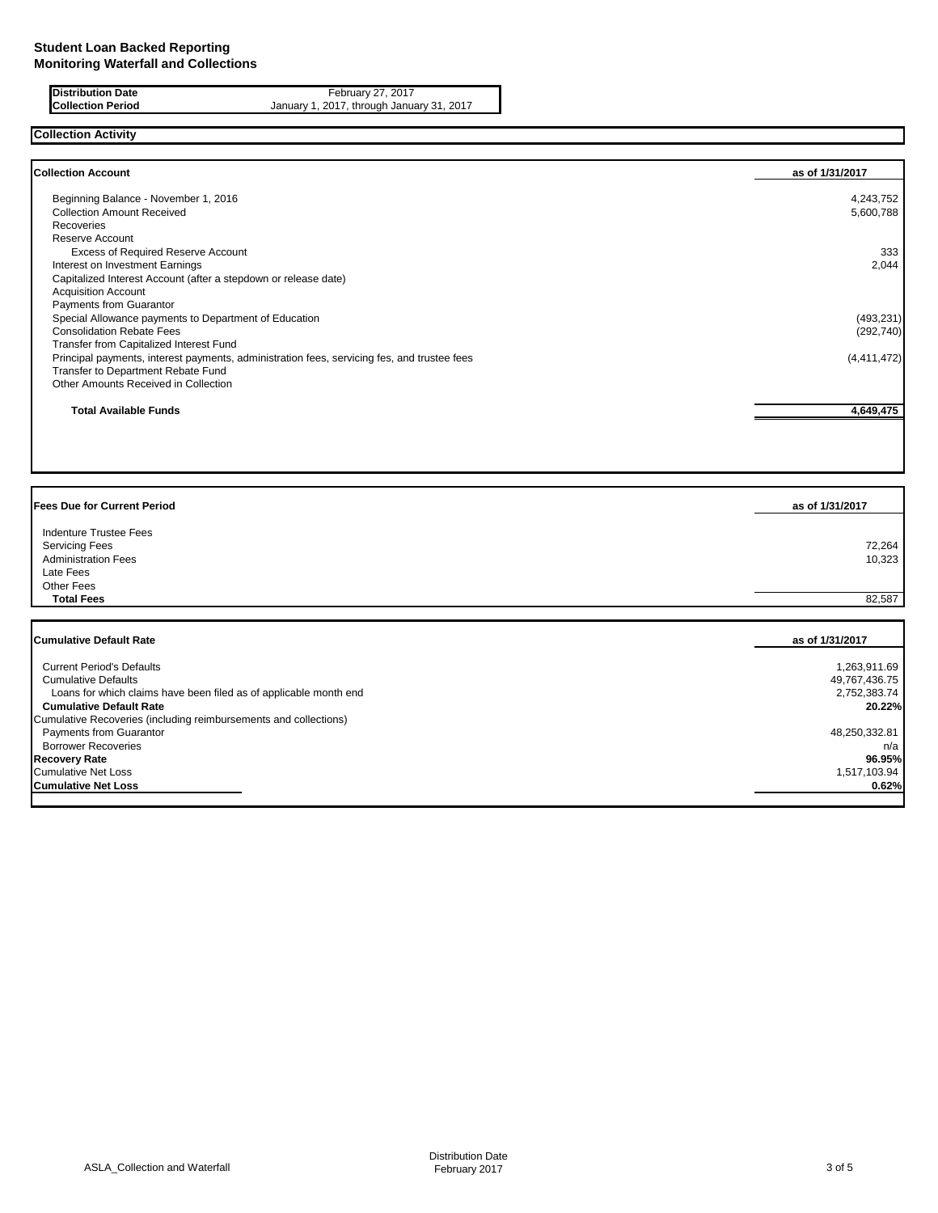**Student Loan Backed Reporting**
**Monitoring Waterfall and Collections**

| | |
|---|---|
| **Distribution Date** | February 27, 2017 |
| **Collection Period** | January 1, 2017, through January 31, 2017 |

## Collection Activity

| Collection Account | as of 1/31/2017 |
|---|---|
| Beginning Balance - November 1, 2016 | 4,243,752 |
| Collection Amount Received | 5,600,788 |
| Recoveries | |
| Reserve Account | |
| Excess of Required Reserve Account | 333 |
| Interest on Investment Earnings | 2,044 |
| Capitalized Interest Account (after a stepdown or release date) | |
| Acquisition Account | |
| Payments from Guarantor | |
| Special Allowance payments to Department of Education | (493,231) |
| Consolidation Rebate Fees | (292,740) |
| Transfer from Capitalized Interest Fund | |
| Principal payments, interest payments, administration fees, servicing fes, and trustee fees | (4,411,472) |
| Transfer to Department Rebate Fund | |
| Other Amounts Received in Collection | |
| **Total Available Funds** | **4,649,475** |

| Fees Due for Current Period | as of 1/31/2017 |
|---|---|
| Indenture Trustee Fees | |
| Servicing Fees | 72,264 |
| Administration Fees | 10,323 |
| Late Fees | |
| Other Fees | |
| **Total Fees** | 82,587 |

| Cumulative Default Rate | as of 1/31/2017 |
|---|---|
| Current Period's Defaults | 1,263,911.69 |
| Cumulative Defaults | 49,767,436.75 |
| Loans for which claims have been filed as of applicable month end | 2,752,383.74 |
| **Cumulative Default Rate** | **20.22%** |
| Cumulative Recoveries (including reimbursements and collections) | |
| Payments from Guarantor | 48,250,332.81 |
| Borrower Recoveries | n/a |
| **Recovery Rate** | **96.95%** |
| Cumulative Net Loss | 1,517,103.94 |
| **Cumulative Net Loss** | **0.62%** |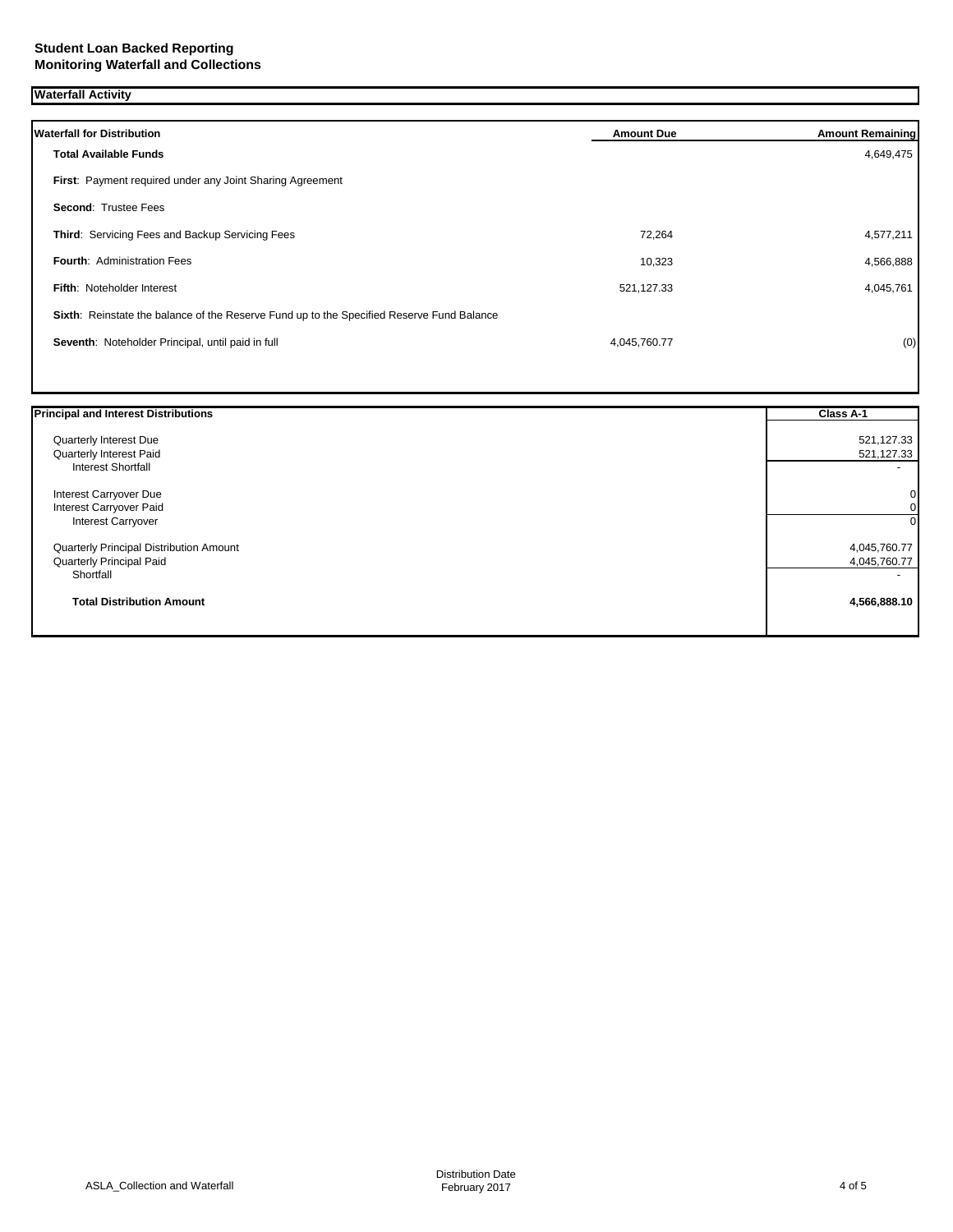**Student Loan Backed Reporting**
**Monitoring Waterfall and Collections**

## Waterfall Activity

| Waterfall for Distribution | Amount Due | Amount Remaining |
|---|---|---|
| **Total Available Funds** | | 4,649,475 |
| **First**: Payment required under any Joint Sharing Agreement | | |
| **Second**: Trustee Fees | | |
| **Third**: Servicing Fees and Backup Servicing Fees | 72,264 | 4,577,211 |
| **Fourth**: Administration Fees | 10,323 | 4,566,888 |
| **Fifth**: Noteholder Interest | 521,127.33 | 4,045,761 |
| **Sixth**: Reinstate the balance of the Reserve Fund up to the Specified Reserve Fund Balance | | |
| **Seventh**: Noteholder Principal, until paid in full | 4,045,760.77 | (0) |

| Principal and Interest Distributions | Class A-1 |
|---|---|
| Quarterly Interest Due | 521,127.33 |
| Quarterly Interest Paid | 521,127.33 |
| Interest Shortfall | - |
| Interest Carryover Due | 0 |
| Interest Carryover Paid | 0 |
| Interest Carryover | 0 |
| Quarterly Principal Distribution Amount | 4,045,760.77 |
| Quarterly Principal Paid | 4,045,760.77 |
| Shortfall | - |
| **Total Distribution Amount** | **4,566,888.10** |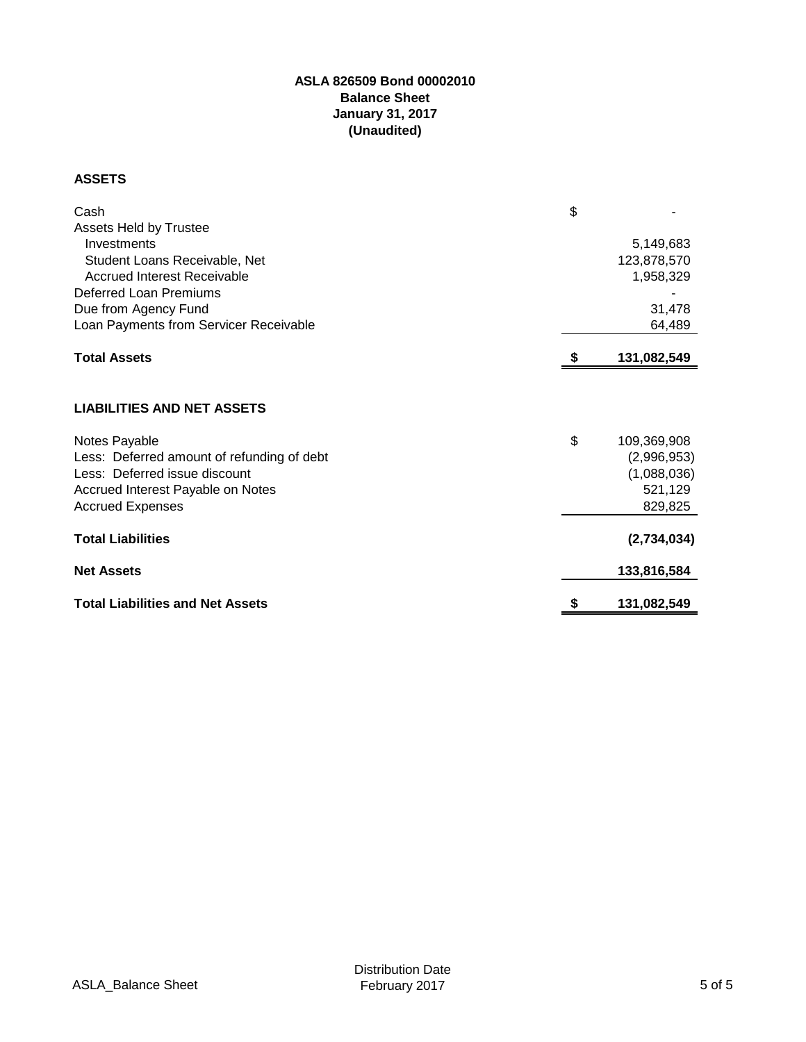**ASLA 826509 Bond 00002010**
**Balance Sheet**
**January 31, 2017**
**(Unaudited)**

## ASSETS

| | | |
|---|---|---|
| Cash | $ | - |
| Assets Held by Trustee | | |
| Investments | | 5,149,683 |
| Student Loans Receivable, Net | | 123,878,570 |
| Accrued Interest Receivable | | 1,958,329 |
| Deferred Loan Premiums | | - |
| Due from Agency Fund | | 31,478 |
| Loan Payments from Servicer Receivable | | 64,489 |
| **Total Assets** | **$** | **131,082,549** |

## LIABILITIES AND NET ASSETS

| | | |
|---|---|---|
| Notes Payable | $ | 109,369,908 |
| Less: Deferred amount of refunding of debt | | (2,996,953) |
| Less: Deferred issue discount | | (1,088,036) |
| Accrued Interest Payable on Notes | | 521,129 |
| Accrued Expenses | | 829,825 |
| **Total Liabilities** | | **(2,734,034)** |
| **Net Assets** | | **133,816,584** |
| **Total Liabilities and Net Assets** | **$** | **131,082,549** |

ASLA_Balance Sheet

Distribution Date
February 2017